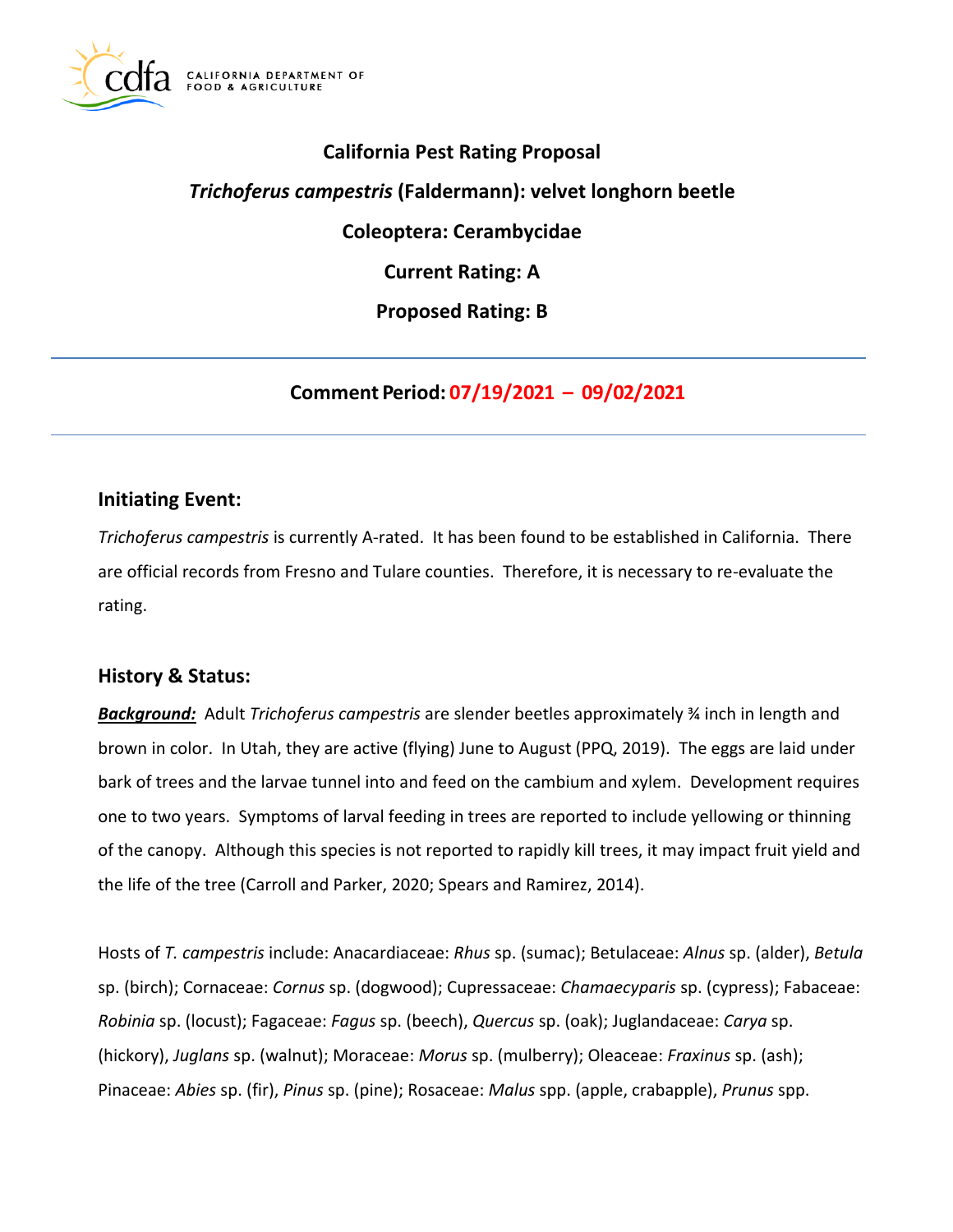# California Pest Rating Proposal

## *Trichoferus campestris* (Faldermann): velvet longhorn beetle

**Coleoptera: Cerambycidae**

**Current Rating: A**

**Proposed Rating: B**

---

**Comment Period: 07/19/2021 – 09/02/2021**

---

## Initiating Event:

*Trichoferus campestris* is currently A-rated. It has been found to be established in California. There are official records from Fresno and Tulare counties. Therefore, it is necessary to re-evaluate the rating.

## History & Status:

***Background:*** Adult *Trichoferus campestris* are slender beetles approximately ¾ inch in length and brown in color. In Utah, they are active (flying) June to August (PPQ, 2019). The eggs are laid under bark of trees and the larvae tunnel into and feed on the cambium and xylem. Development requires one to two years. Symptoms of larval feeding in trees are reported to include yellowing or thinning of the canopy. Although this species is not reported to rapidly kill trees, it may impact fruit yield and the life of the tree (Carroll and Parker, 2020; Spears and Ramirez, 2014).

Hosts of *T. campestris* include: Anacardiaceae: *Rhus* sp. (sumac); Betulaceae: *Alnus* sp. (alder), *Betula* sp. (birch); Cornaceae: *Cornus* sp. (dogwood); Cupressaceae: *Chamaecyparis* sp. (cypress); Fabaceae: *Robinia* sp. (locust); Fagaceae: *Fagus* sp. (beech), *Quercus* sp. (oak); Juglandaceae: *Carya* sp. (hickory), *Juglans* sp. (walnut); Moraceae: *Morus* sp. (mulberry); Oleaceae: *Fraxinus* sp. (ash); Pinaceae: *Abies* sp. (fir), *Pinus* sp. (pine); Rosaceae: *Malus* spp. (apple, crabapple), *Prunus* spp.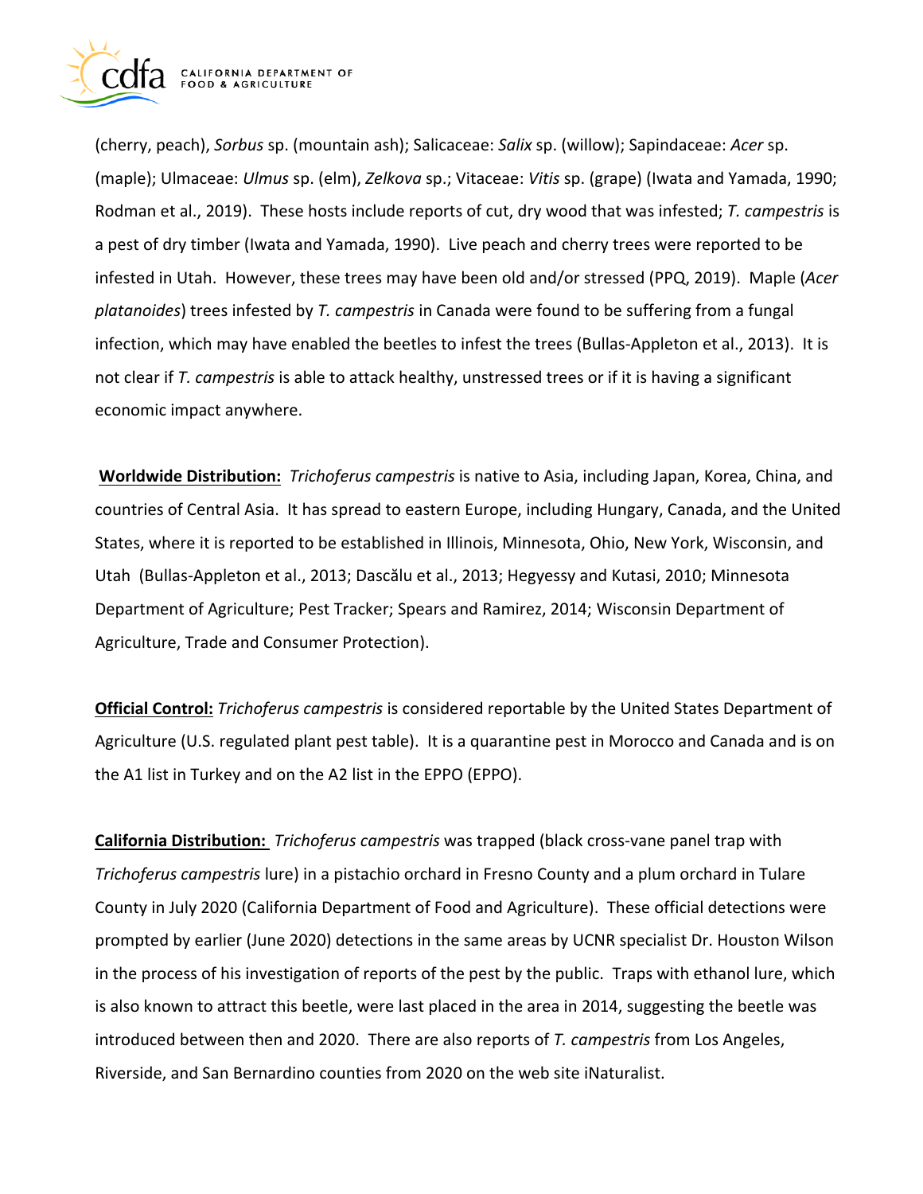(cherry, peach), *Sorbus* sp. (mountain ash); Salicaceae: *Salix* sp. (willow); Sapindaceae: *Acer* sp. (maple); Ulmaceae: *Ulmus* sp. (elm), *Zelkova* sp.; Vitaceae: *Vitis* sp. (grape) (Iwata and Yamada, 1990; Rodman et al., 2019). These hosts include reports of cut, dry wood that was infested; *T. campestris* is a pest of dry timber (Iwata and Yamada, 1990). Live peach and cherry trees were reported to be infested in Utah. However, these trees may have been old and/or stressed (PPQ, 2019). Maple (*Acer platanoides*) trees infested by *T. campestris* in Canada were found to be suffering from a fungal infection, which may have enabled the beetles to infest the trees (Bullas-Appleton et al., 2013). It is not clear if *T. campestris* is able to attack healthy, unstressed trees or if it is having a significant economic impact anywhere.

**Worldwide Distribution:** *Trichoferus campestris* is native to Asia, including Japan, Korea, China, and countries of Central Asia. It has spread to eastern Europe, including Hungary, Canada, and the United States, where it is reported to be established in Illinois, Minnesota, Ohio, New York, Wisconsin, and Utah (Bullas-Appleton et al., 2013; Dascălu et al., 2013; Hegyessy and Kutasi, 2010; Minnesota Department of Agriculture; Pest Tracker; Spears and Ramirez, 2014; Wisconsin Department of Agriculture, Trade and Consumer Protection).

**Official Control:** *Trichoferus campestris* is considered reportable by the United States Department of Agriculture (U.S. regulated plant pest table). It is a quarantine pest in Morocco and Canada and is on the A1 list in Turkey and on the A2 list in the EPPO (EPPO).

**California Distribution:** *Trichoferus campestris* was trapped (black cross-vane panel trap with *Trichoferus campestris* lure) in a pistachio orchard in Fresno County and a plum orchard in Tulare County in July 2020 (California Department of Food and Agriculture). These official detections were prompted by earlier (June 2020) detections in the same areas by UCNR specialist Dr. Houston Wilson in the process of his investigation of reports of the pest by the public. Traps with ethanol lure, which is also known to attract this beetle, were last placed in the area in 2014, suggesting the beetle was introduced between then and 2020. There are also reports of *T. campestris* from Los Angeles, Riverside, and San Bernardino counties from 2020 on the web site iNaturalist.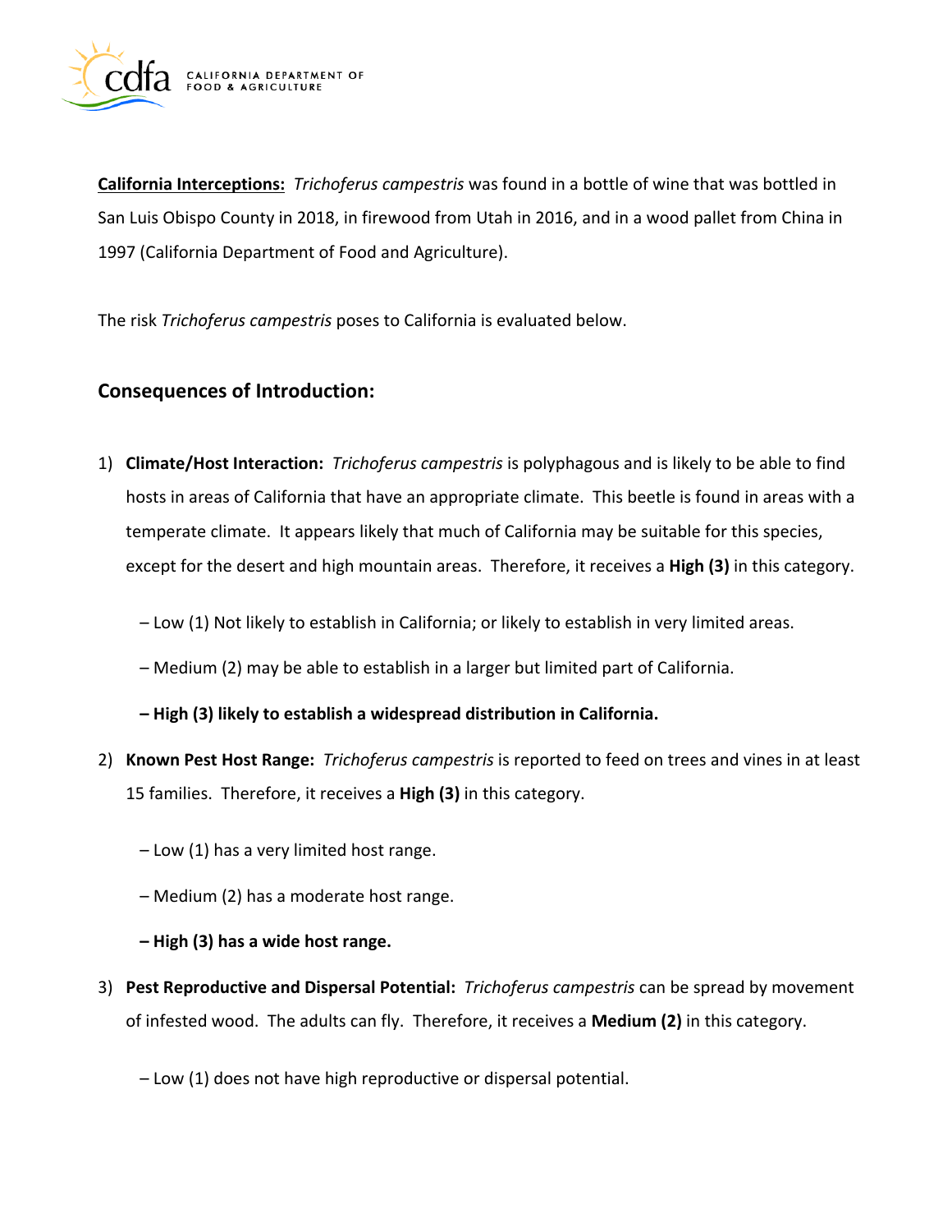**California Interceptions:** *Trichoferus campestris* was found in a bottle of wine that was bottled in San Luis Obispo County in 2018, in firewood from Utah in 2016, and in a wood pallet from China in 1997 (California Department of Food and Agriculture).

The risk *Trichoferus campestris* poses to California is evaluated below.

## Consequences of Introduction:

1) **Climate/Host Interaction:** *Trichoferus campestris* is polyphagous and is likely to be able to find hosts in areas of California that have an appropriate climate. This beetle is found in areas with a temperate climate. It appears likely that much of California may be suitable for this species, except for the desert and high mountain areas. Therefore, it receives a **High (3)** in this category.

   – Low (1) Not likely to establish in California; or likely to establish in very limited areas.

   – Medium (2) may be able to establish in a larger but limited part of California.

   **– High (3) likely to establish a widespread distribution in California.**

2) **Known Pest Host Range:** *Trichoferus campestris* is reported to feed on trees and vines in at least 15 families. Therefore, it receives a **High (3)** in this category.

   – Low (1) has a very limited host range.

   – Medium (2) has a moderate host range.

   **– High (3) has a wide host range.**

3) **Pest Reproductive and Dispersal Potential:** *Trichoferus campestris* can be spread by movement of infested wood. The adults can fly. Therefore, it receives a **Medium (2)** in this category.

   – Low (1) does not have high reproductive or dispersal potential.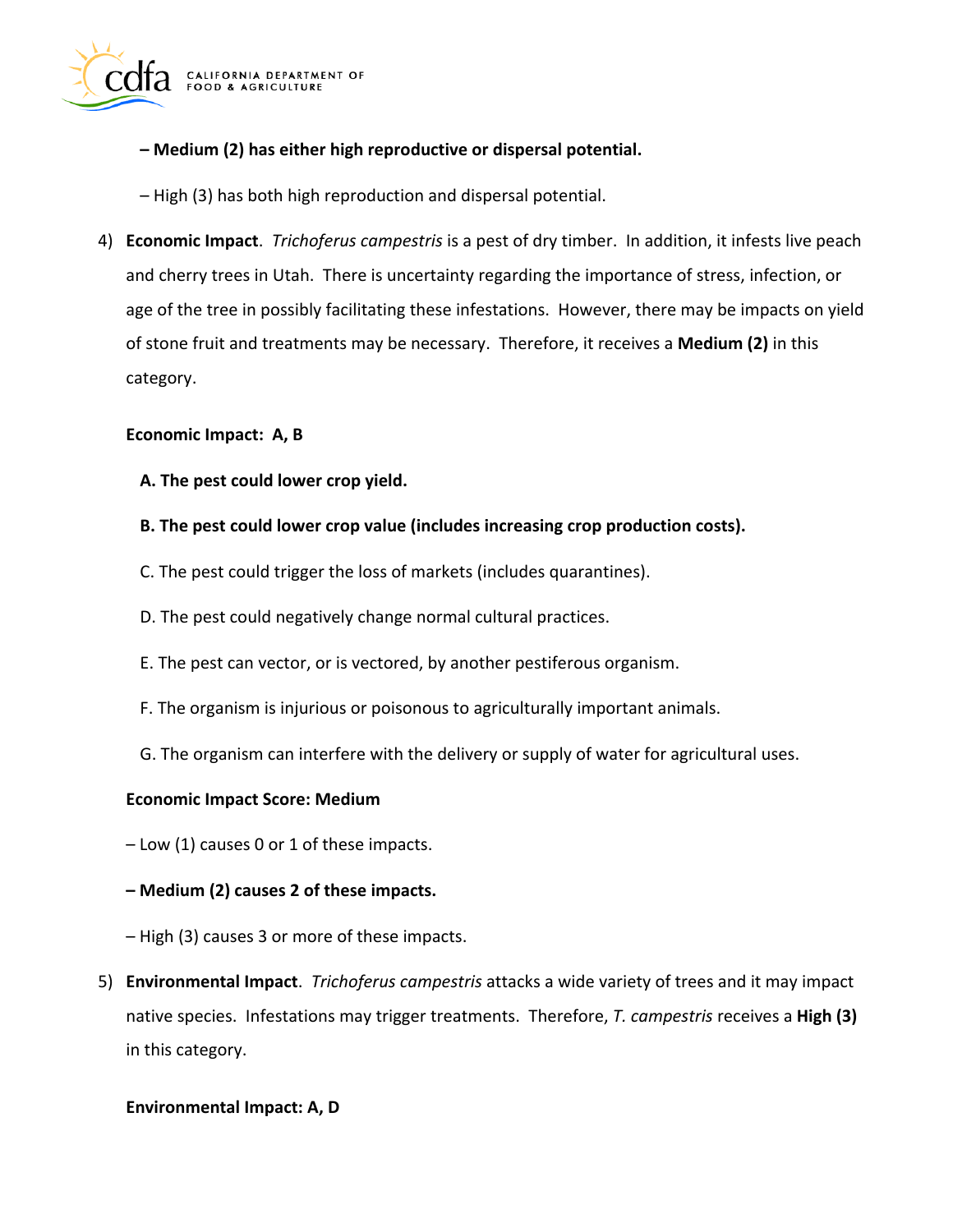**– Medium (2) has either high reproductive or dispersal potential.**

– High (3) has both high reproduction and dispersal potential.

4) **Economic Impact**. *Trichoferus campestris* is a pest of dry timber. In addition, it infests live peach and cherry trees in Utah. There is uncertainty regarding the importance of stress, infection, or age of the tree in possibly facilitating these infestations. However, there may be impacts on yield of stone fruit and treatments may be necessary. Therefore, it receives a **Medium (2)** in this category.

**Economic Impact: A, B**

**A. The pest could lower crop yield.**

**B. The pest could lower crop value (includes increasing crop production costs).**

C. The pest could trigger the loss of markets (includes quarantines).

D. The pest could negatively change normal cultural practices.

E. The pest can vector, or is vectored, by another pestiferous organism.

F. The organism is injurious or poisonous to agriculturally important animals.

G. The organism can interfere with the delivery or supply of water for agricultural uses.

**Economic Impact Score: Medium**

– Low (1) causes 0 or 1 of these impacts.

**– Medium (2) causes 2 of these impacts.**

– High (3) causes 3 or more of these impacts.

5) **Environmental Impact**. *Trichoferus campestris* attacks a wide variety of trees and it may impact native species. Infestations may trigger treatments. Therefore, *T. campestris* receives a **High (3)** in this category.

**Environmental Impact: A, D**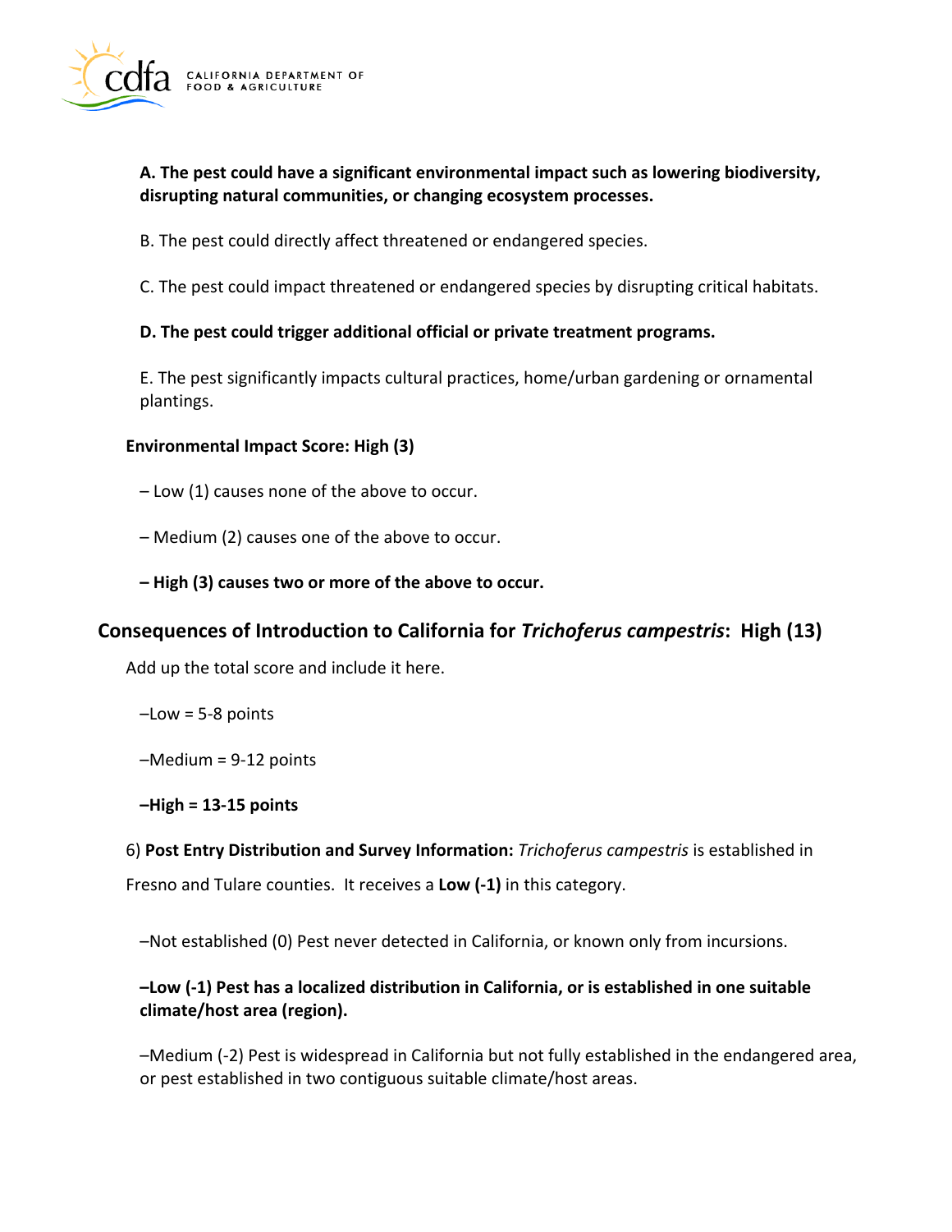**A. The pest could have a significant environmental impact such as lowering biodiversity, disrupting natural communities, or changing ecosystem processes.**

B. The pest could directly affect threatened or endangered species.

C. The pest could impact threatened or endangered species by disrupting critical habitats.

**D. The pest could trigger additional official or private treatment programs.**

E. The pest significantly impacts cultural practices, home/urban gardening or ornamental plantings.

**Environmental Impact Score: High (3)**

– Low (1) causes none of the above to occur.

– Medium (2) causes one of the above to occur.

**– High (3) causes two or more of the above to occur.**

## Consequences of Introduction to California for *Trichoferus campestris*: High (13)

Add up the total score and include it here.

–Low = 5-8 points

–Medium = 9-12 points

**–High = 13-15 points**

6) **Post Entry Distribution and Survey Information:** *Trichoferus campestris* is established in Fresno and Tulare counties. It receives a **Low (-1)** in this category.

–Not established (0) Pest never detected in California, or known only from incursions.

**–Low (-1) Pest has a localized distribution in California, or is established in one suitable climate/host area (region).**

–Medium (-2) Pest is widespread in California but not fully established in the endangered area, or pest established in two contiguous suitable climate/host areas.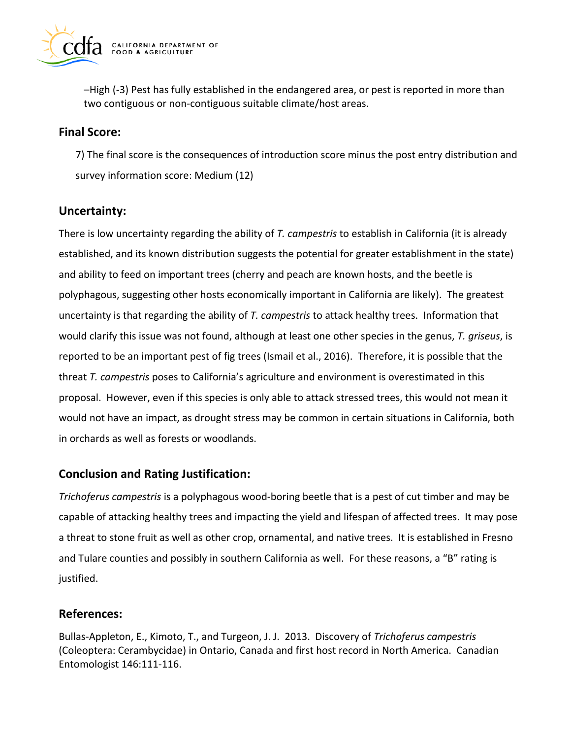–High (-3) Pest has fully established in the endangered area, or pest is reported in more than two contiguous or non-contiguous suitable climate/host areas.

## Final Score:

7) The final score is the consequences of introduction score minus the post entry distribution and survey information score: Medium (12)

## Uncertainty:

There is low uncertainty regarding the ability of *T. campestris* to establish in California (it is already established, and its known distribution suggests the potential for greater establishment in the state) and ability to feed on important trees (cherry and peach are known hosts, and the beetle is polyphagous, suggesting other hosts economically important in California are likely). The greatest uncertainty is that regarding the ability of *T. campestris* to attack healthy trees. Information that would clarify this issue was not found, although at least one other species in the genus, *T. griseus*, is reported to be an important pest of fig trees (Ismail et al., 2016). Therefore, it is possible that the threat *T. campestris* poses to California's agriculture and environment is overestimated in this proposal. However, even if this species is only able to attack stressed trees, this would not mean it would not have an impact, as drought stress may be common in certain situations in California, both in orchards as well as forests or woodlands.

## Conclusion and Rating Justification:

*Trichoferus campestris* is a polyphagous wood-boring beetle that is a pest of cut timber and may be capable of attacking healthy trees and impacting the yield and lifespan of affected trees. It may pose a threat to stone fruit as well as other crop, ornamental, and native trees. It is established in Fresno and Tulare counties and possibly in southern California as well. For these reasons, a "B" rating is justified.

## References:

Bullas-Appleton, E., Kimoto, T., and Turgeon, J. J. 2013. Discovery of *Trichoferus campestris* (Coleoptera: Cerambycidae) in Ontario, Canada and first host record in North America. Canadian Entomologist 146:111-116.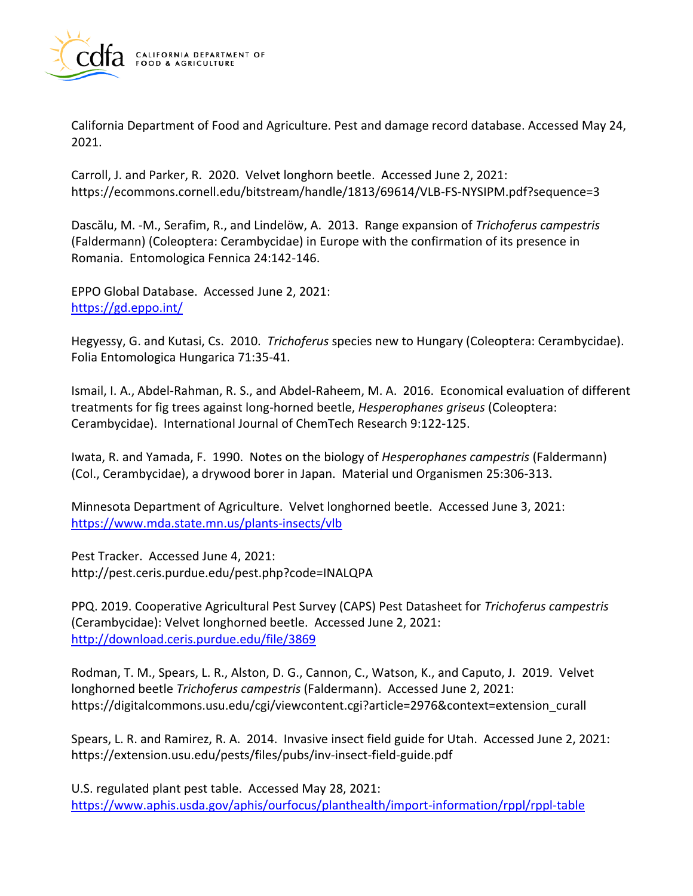California Department of Food and Agriculture. Pest and damage record database. Accessed May 24, 2021.

Carroll, J. and Parker, R. 2020. Velvet longhorn beetle. Accessed June 2, 2021: https://ecommons.cornell.edu/bitstream/handle/1813/69614/VLB-FS-NYSIPM.pdf?sequence=3

Dascălu, M. -M., Serafim, R., and Lindelöw, A. 2013. Range expansion of *Trichoferus campestris* (Faldermann) (Coleoptera: Cerambycidae) in Europe with the confirmation of its presence in Romania. Entomologica Fennica 24:142-146.

EPPO Global Database. Accessed June 2, 2021: https://gd.eppo.int/

Hegyessy, G. and Kutasi, Cs. 2010. *Trichoferus* species new to Hungary (Coleoptera: Cerambycidae). Folia Entomologica Hungarica 71:35-41.

Ismail, I. A., Abdel-Rahman, R. S., and Abdel-Raheem, M. A. 2016. Economical evaluation of different treatments for fig trees against long-horned beetle, *Hesperophanes griseus* (Coleoptera: Cerambycidae). International Journal of ChemTech Research 9:122-125.

Iwata, R. and Yamada, F. 1990. Notes on the biology of *Hesperophanes campestris* (Faldermann) (Col., Cerambycidae), a drywood borer in Japan. Material und Organismen 25:306-313.

Minnesota Department of Agriculture. Velvet longhorned beetle. Accessed June 3, 2021: https://www.mda.state.mn.us/plants-insects/vlb

Pest Tracker. Accessed June 4, 2021: http://pest.ceris.purdue.edu/pest.php?code=INALQPA

PPQ. 2019. Cooperative Agricultural Pest Survey (CAPS) Pest Datasheet for *Trichoferus campestris* (Cerambycidae): Velvet longhorned beetle. Accessed June 2, 2021: http://download.ceris.purdue.edu/file/3869

Rodman, T. M., Spears, L. R., Alston, D. G., Cannon, C., Watson, K., and Caputo, J. 2019. Velvet longhorned beetle *Trichoferus campestris* (Faldermann). Accessed June 2, 2021: https://digitalcommons.usu.edu/cgi/viewcontent.cgi?article=2976&context=extension_curall

Spears, L. R. and Ramirez, R. A. 2014. Invasive insect field guide for Utah. Accessed June 2, 2021: https://extension.usu.edu/pests/files/pubs/inv-insect-field-guide.pdf

U.S. regulated plant pest table. Accessed May 28, 2021: https://www.aphis.usda.gov/aphis/ourfocus/planthealth/import-information/rppl/rppl-table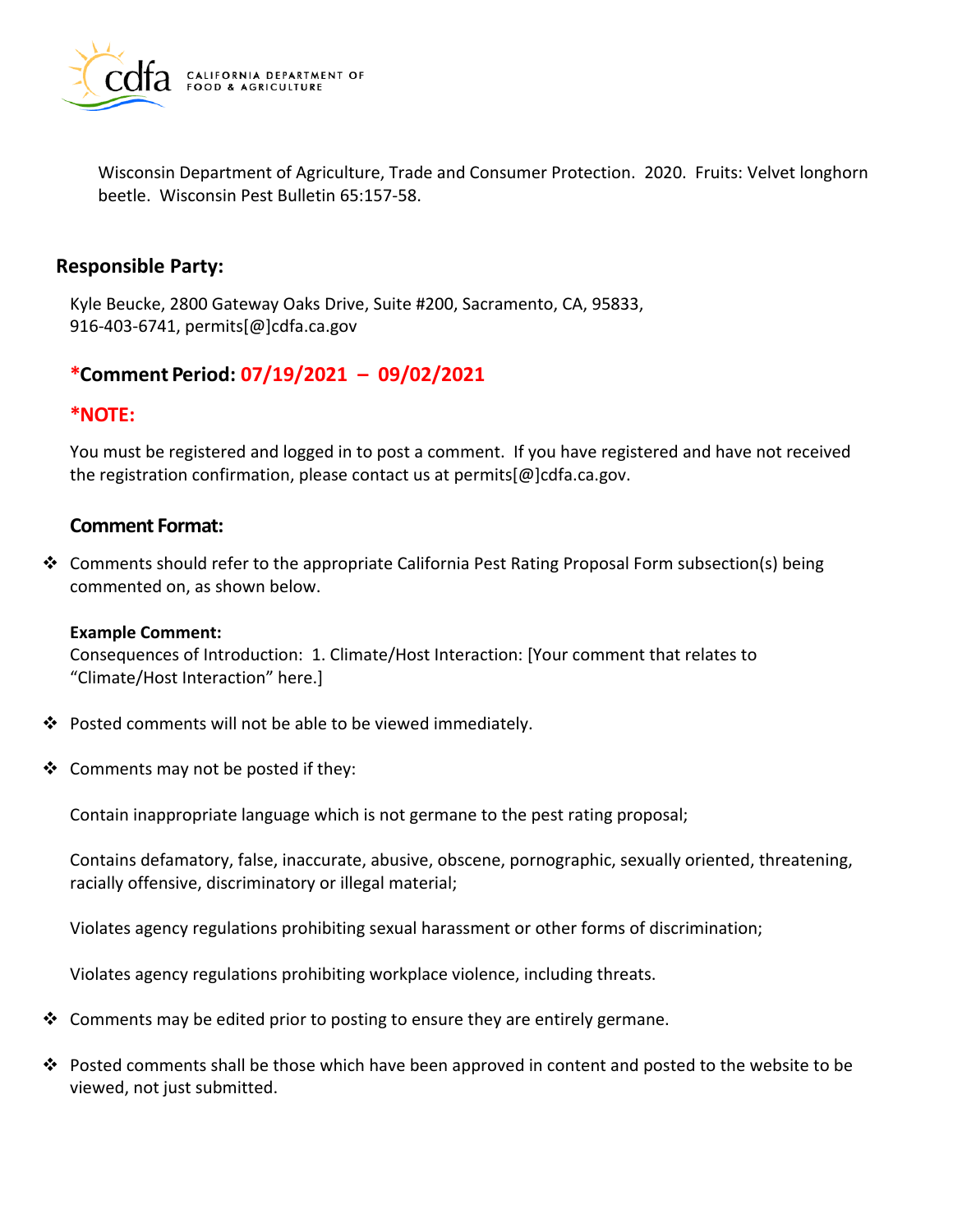Wisconsin Department of Agriculture, Trade and Consumer Protection. 2020. Fruits: Velvet longhorn beetle. Wisconsin Pest Bulletin 65:157-58.

## Responsible Party:

Kyle Beucke, 2800 Gateway Oaks Drive, Suite #200, Sacramento, CA, 95833, 916-403-6741, permits[@]cdfa.ca.gov

## *Comment Period: 07/19/2021 – 09/02/2021

## *NOTE:

You must be registered and logged in to post a comment. If you have registered and have not received the registration confirmation, please contact us at permits[@]cdfa.ca.gov.

### Comment Format:

- Comments should refer to the appropriate California Pest Rating Proposal Form subsection(s) being commented on, as shown below.

  **Example Comment:**
  Consequences of Introduction: 1. Climate/Host Interaction: [Your comment that relates to "Climate/Host Interaction" here.]

- Posted comments will not be able to be viewed immediately.

- Comments may not be posted if they:

  Contain inappropriate language which is not germane to the pest rating proposal;

  Contains defamatory, false, inaccurate, abusive, obscene, pornographic, sexually oriented, threatening, racially offensive, discriminatory or illegal material;

  Violates agency regulations prohibiting sexual harassment or other forms of discrimination;

  Violates agency regulations prohibiting workplace violence, including threats.

- Comments may be edited prior to posting to ensure they are entirely germane.

- Posted comments shall be those which have been approved in content and posted to the website to be viewed, not just submitted.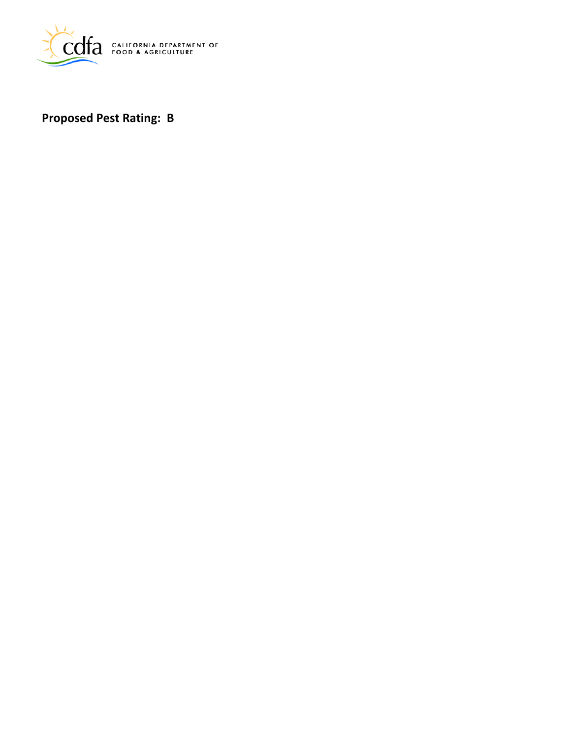**Proposed Pest Rating: B**